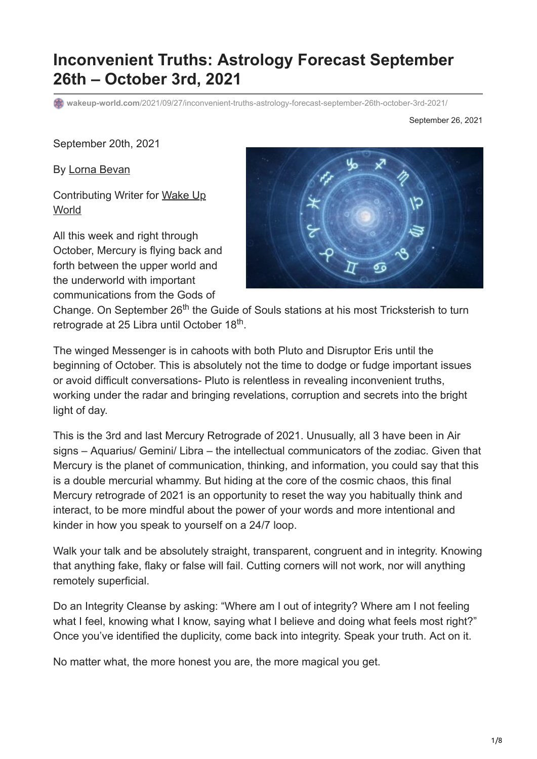# Inconvenient Truths: Astrology Forecast September 26th – October 3rd, 2021

wakeup-world.com/2021/09/27/inconvenient-truths-astrology-forecast-september-26th-october-3rd-2021/

September 26, 2021

September 20th, 2021

By Lorna Bevan

Contributing Writer for Wake Up World

All this week and right through October, Mercury is flying back and forth between the upper world and the underworld with important communications from the Gods of Change. On September 26th the Guide of Souls stations at his most Trickesterish to turn retrograde at 25 Libra until October 18th.

The winged Messenger is in cahoots with both Pluto and Disruptor Eris until the beginning of October. This is absolutely not the time to dodge or fudge important issues or avoid difficult conversations- Pluto is relentless in revealing inconvenient truths, working under the radar and bringing revelations, corruption and secrets into the bright light of day.

This is the 3rd and last Mercury Retrograde of 2021. Unusually, all 3 have been in Air signs – Aquarius/ Gemini/ Libra – the intellectual communicators of the zodiac. Given that Mercury is the planet of communication, thinking, and information, you could say that this is a double mercurial whammy. But hiding at the core of the cosmic chaos, this final Mercury retrograde of 2021 is an opportunity to reset the way you habitually think and interact, to be more mindful about the power of your words and more intentional and kinder in how you speak to yourself on a 24/7 loop.

Walk your talk and be absolutely straight, transparent, congruent and in integrity. Knowing that anything fake, flaky or false will fail. Cutting corners will not work, nor will anything remotely superficial.

Do an Integrity Cleanse by asking: "Where am I out of integrity? Where am I not feeling what I feel, knowing what I know, saying what I believe and doing what feels most right?" Once you've identified the duplicity, come back into integrity. Speak your truth. Act on it.

No matter what, the more honest you are, the more magical you get.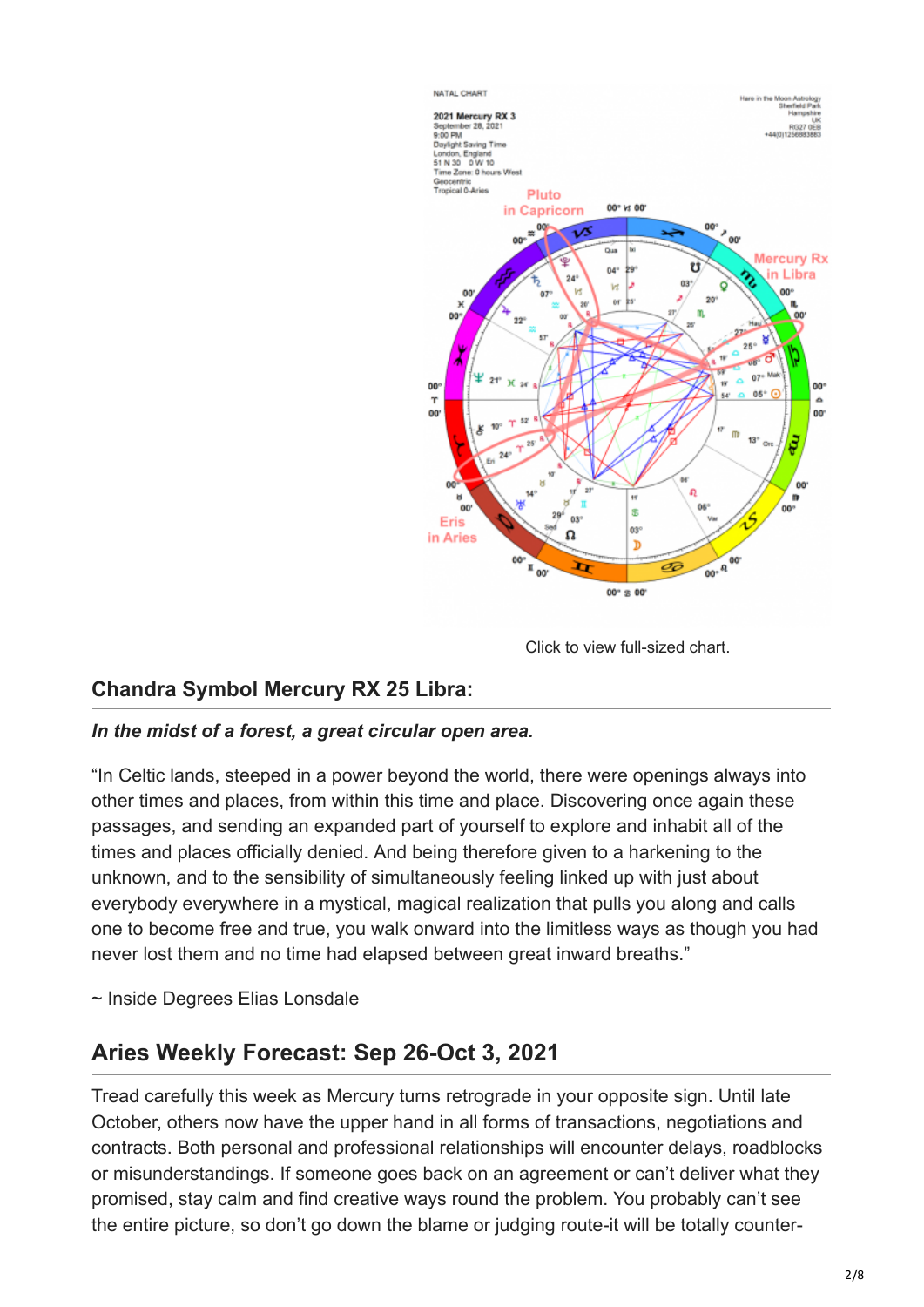Click to view full-sized chart.

### Chandra Symbol Mercury RX 25 Libra:

***In the midst of a forest, a great circular open area.***

"In Celtic lands, steeped in a power beyond the world, there were openings always into other times and places, from within this time and place. Discovering once again these passages, and sending an expanded part of yourself to explore and inhabit all of the times and places officially denied. And being therefore given to a harkening to the unknown, and to the sensibility of simultaneously feeling linked up with just about everybody everywhere in a mystical, magical realization that pulls you along and calls one to become free and true, you walk onward into the limitless ways as though you had never lost them and no time had elapsed between great inward breaths."

~ Inside Degrees Elias Lonsdale

## Aries Weekly Forecast: Sep 26-Oct 3, 2021

Tread carefully this week as Mercury turns retrograde in your opposite sign. Until late October, others now have the upper hand in all forms of transactions, negotiations and contracts. Both personal and professional relationships will encounter delays, roadblocks or misunderstandings. If someone goes back on an agreement or can't deliver what they promised, stay calm and find creative ways round the problem. You probably can't see the entire picture, so don't go down the blame or judging route-it will be totally counter-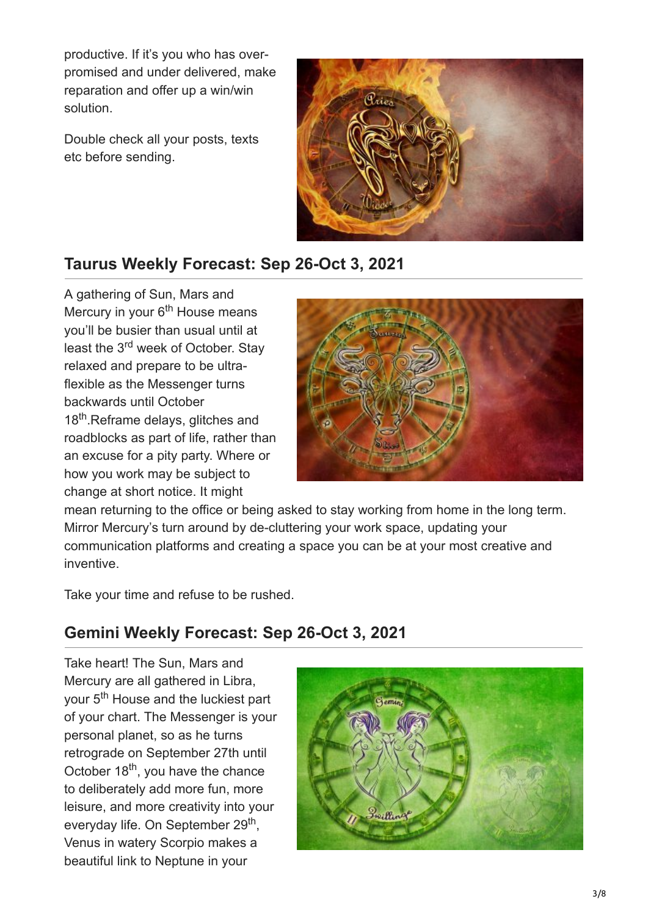productive. If it's you who has over-promised and under delivered, make reparation and offer up a win/win solution.

Double check all your posts, texts etc before sending.

## Taurus Weekly Forecast: Sep 26-Oct 3, 2021

A gathering of Sun, Mars and Mercury in your 6th House means you'll be busier than usual until at least the 3rd week of October. Stay relaxed and prepare to be ultra-flexible as the Messenger turns backwards until October 18th.Reframe delays, glitches and roadblocks as part of life, rather than an excuse for a pity party. Where or how you work may be subject to change at short notice. It might mean returning to the office or being asked to stay working from home in the long term. Mirror Mercury's turn around by de-cluttering your work space, updating your communication platforms and creating a space you can be at your most creative and inventive.

Take your time and refuse to be rushed.

## Gemini Weekly Forecast: Sep 26-Oct 3, 2021

Take heart! The Sun, Mars and Mercury are all gathered in Libra, your 5th House and the luckiest part of your chart. The Messenger is your personal planet, so as he turns retrograde on September 27th until October 18th, you have the chance to deliberately add more fun, more leisure, and more creativity into your everyday life. On September 29th, Venus in watery Scorpio makes a beautiful link to Neptune in your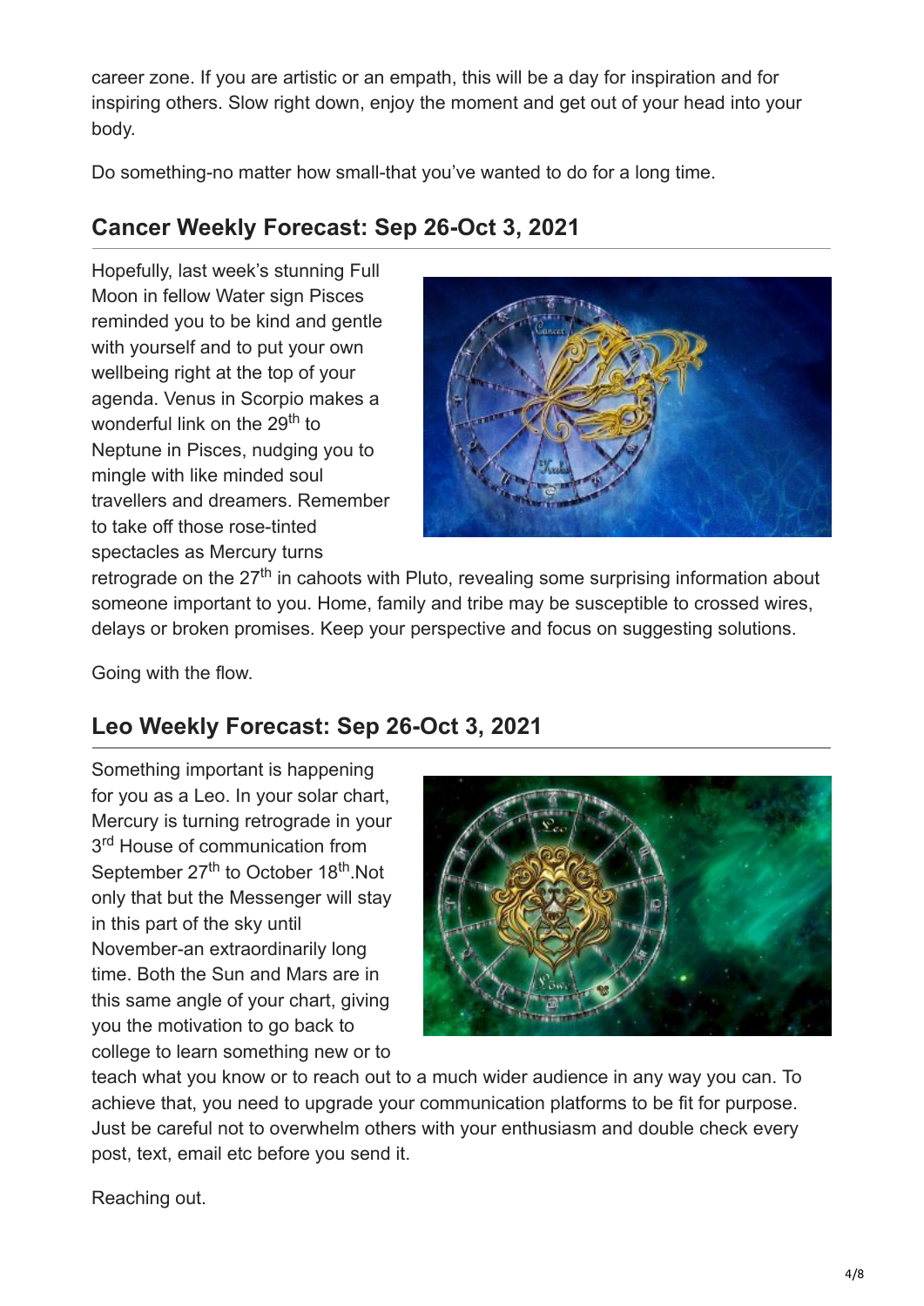career zone. If you are artistic or an empath, this will be a day for inspiration and for inspiring others. Slow right down, enjoy the moment and get out of your head into your body.

Do something-no matter how small-that you've wanted to do for a long time.

## Cancer Weekly Forecast: Sep 26-Oct 3, 2021

Hopefully, last week's stunning Full Moon in fellow Water sign Pisces reminded you to be kind and gentle with yourself and to put your own wellbeing right at the top of your agenda. Venus in Scorpio makes a wonderful link on the 29th to Neptune in Pisces, nudging you to mingle with like minded soul travellers and dreamers. Remember to take off those rose-tinted spectacles as Mercury turns retrograde on the 27th in cahoots with Pluto, revealing some surprising information about someone important to you. Home, family and tribe may be susceptible to crossed wires, delays or broken promises. Keep your perspective and focus on suggesting solutions.

Going with the flow.

## Leo Weekly Forecast: Sep 26-Oct 3, 2021

Something important is happening for you as a Leo. In your solar chart, Mercury is turning retrograde in your 3rd House of communication from September 27th to October 18th.Not only that but the Messenger will stay in this part of the sky until November-an extraordinarily long time. Both the Sun and Mars are in this same angle of your chart, giving you the motivation to go back to college to learn something new or to teach what you know or to reach out to a much wider audience in any way you can. To achieve that, you need to upgrade your communication platforms to be fit for purpose. Just be careful not to overwhelm others with your enthusiasm and double check every post, text, email etc before you send it.

Reaching out.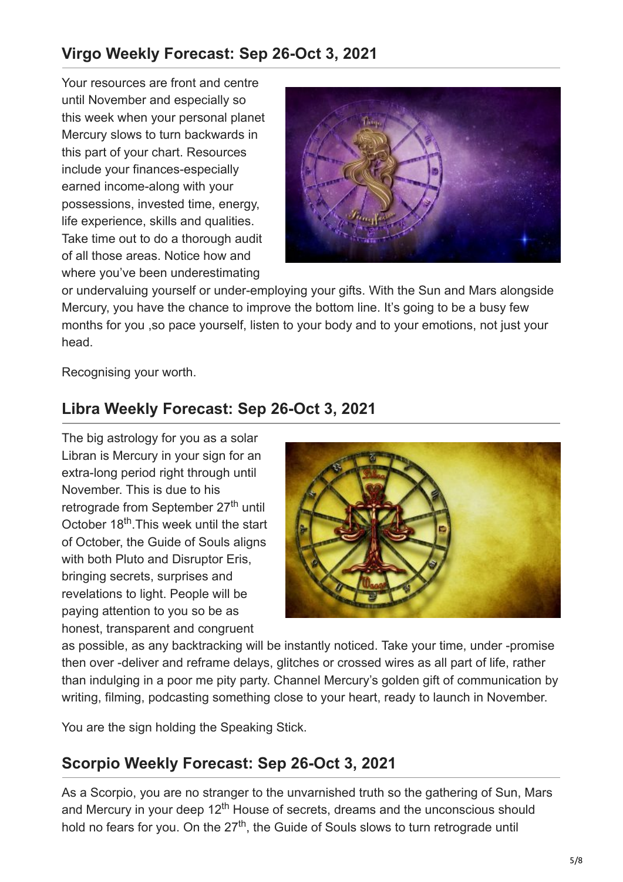## Virgo Weekly Forecast: Sep 26-Oct 3, 2021

Your resources are front and centre until November and especially so this week when your personal planet Mercury slows to turn backwards in this part of your chart. Resources include your finances-especially earned income-along with your possessions, invested time, energy, life experience, skills and qualities. Take time out to do a thorough audit of all those areas. Notice how and where you've been underestimating or undervaluing yourself or under-employing your gifts. With the Sun and Mars alongside Mercury, you have the chance to improve the bottom line. It's going to be a busy few months for you ,so pace yourself, listen to your body and to your emotions, not just your head.

Recognising your worth.

## Libra Weekly Forecast: Sep 26-Oct 3, 2021

The big astrology for you as a solar Libran is Mercury in your sign for an extra-long period right through until November. This is due to his retrograde from September 27th until October 18th.This week until the start of October, the Guide of Souls aligns with both Pluto and Disruptor Eris, bringing secrets, surprises and revelations to light. People will be paying attention to you so be as honest, transparent and congruent as possible, as any backtracking will be instantly noticed. Take your time, under -promise then over -deliver and reframe delays, glitches or crossed wires as all part of life, rather than indulging in a poor me pity party. Channel Mercury's golden gift of communication by writing, filming, podcasting something close to your heart, ready to launch in November.

You are the sign holding the Speaking Stick.

## Scorpio Weekly Forecast: Sep 26-Oct 3, 2021

As a Scorpio, you are no stranger to the unvarnished truth so the gathering of Sun, Mars and Mercury in your deep 12th House of secrets, dreams and the unconscious should hold no fears for you. On the 27th, the Guide of Souls slows to turn retrograde until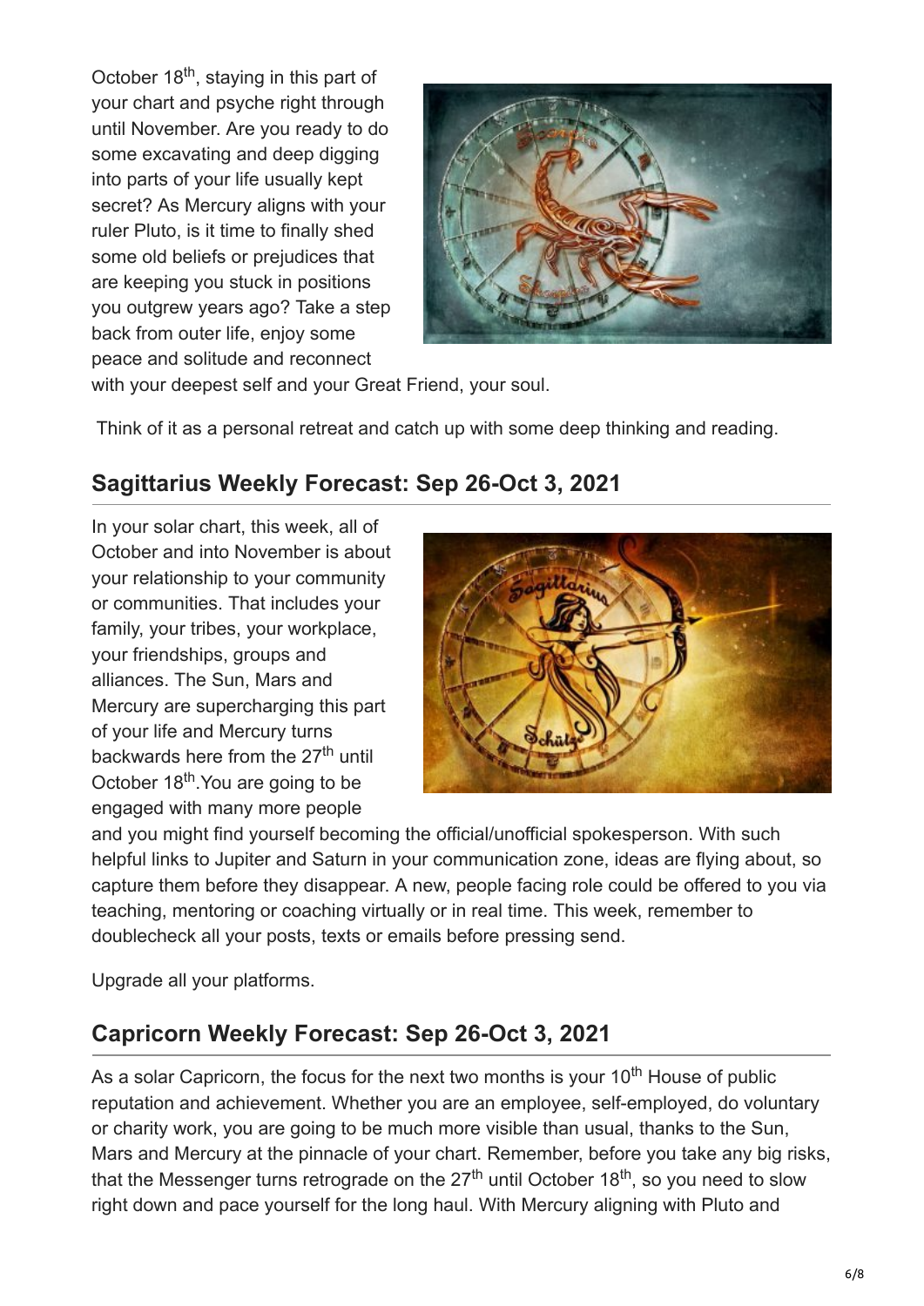October 18th, staying in this part of your chart and psyche right through until November. Are you ready to do some excavating and deep digging into parts of your life usually kept secret? As Mercury aligns with your ruler Pluto, is it time to finally shed some old beliefs or prejudices that are keeping you stuck in positions you outgrew years ago? Take a step back from outer life, enjoy some peace and solitude and reconnect with your deepest self and your Great Friend, your soul.

Think of it as a personal retreat and catch up with some deep thinking and reading.

## Sagittarius Weekly Forecast: Sep 26-Oct 3, 2021

In your solar chart, this week, all of October and into November is about your relationship to your community or communities. That includes your family, your tribes, your workplace, your friendships, groups and alliances. The Sun, Mars and Mercury are supercharging this part of your life and Mercury turns backwards here from the 27th until October 18th.You are going to be engaged with many more people and you might find yourself becoming the official/unofficial spokesperson. With such helpful links to Jupiter and Saturn in your communication zone, ideas are flying about, so capture them before they disappear. A new, people facing role could be offered to you via teaching, mentoring or coaching virtually or in real time. This week, remember to doublecheck all your posts, texts or emails before pressing send.

Upgrade all your platforms.

## Capricorn Weekly Forecast: Sep 26-Oct 3, 2021

As a solar Capricorn, the focus for the next two months is your 10th House of public reputation and achievement. Whether you are an employee, self-employed, do voluntary or charity work, you are going to be much more visible than usual, thanks to the Sun, Mars and Mercury at the pinnacle of your chart. Remember, before you take any big risks, that the Messenger turns retrograde on the 27th until October 18th, so you need to slow right down and pace yourself for the long haul. With Mercury aligning with Pluto and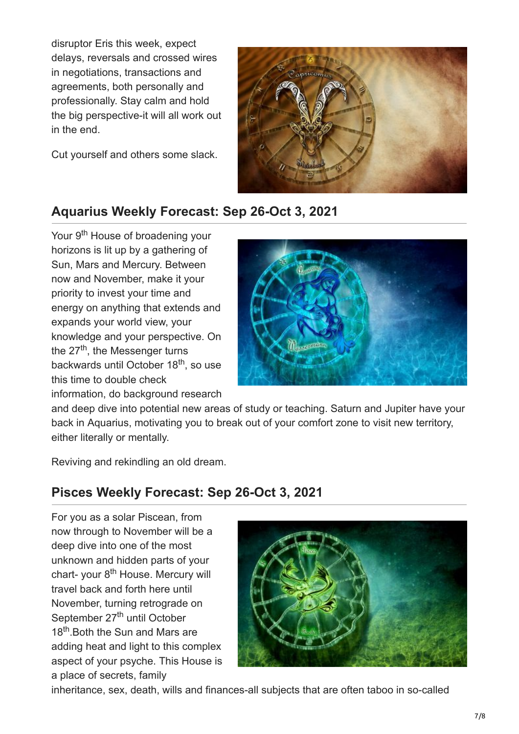disruptor Eris this week, expect delays, reversals and crossed wires in negotiations, transactions and agreements, both personally and professionally. Stay calm and hold the big perspective-it will all work out in the end.

Cut yourself and others some slack.

## Aquarius Weekly Forecast: Sep 26-Oct 3, 2021

Your 9th House of broadening your horizons is lit up by a gathering of Sun, Mars and Mercury. Between now and November, make it your priority to invest your time and energy on anything that extends and expands your world view, your knowledge and your perspective. On the 27th, the Messenger turns backwards until October 18th, so use this time to double check information, do background research and deep dive into potential new areas of study or teaching. Saturn and Jupiter have your back in Aquarius, motivating you to break out of your comfort zone to visit new territory, either literally or mentally.

Reviving and rekindling an old dream.

## Pisces Weekly Forecast: Sep 26-Oct 3, 2021

For you as a solar Piscean, from now through to November will be a deep dive into one of the most unknown and hidden parts of your chart- your 8th House. Mercury will travel back and forth here until November, turning retrograde on September 27th until October 18th.Both the Sun and Mars are adding heat and light to this complex aspect of your psyche. This House is a place of secrets, family inheritance, sex, death, wills and finances-all subjects that are often taboo in so-called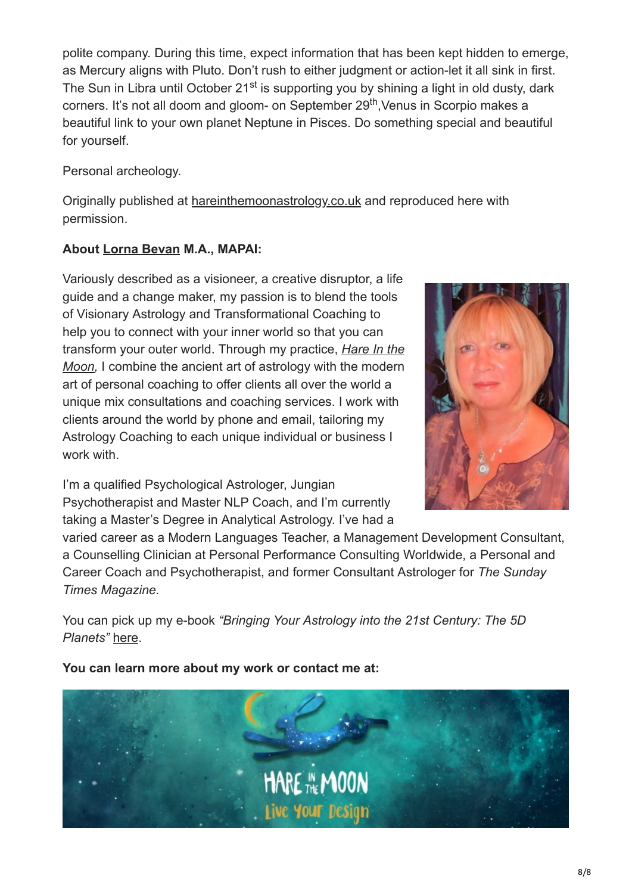polite company. During this time, expect information that has been kept hidden to emerge, as Mercury aligns with Pluto. Don't rush to either judgment or action-let it all sink in first. The Sun in Libra until October 21st is supporting you by shining a light in old dusty, dark corners. It's not all doom and gloom- on September 29th, Venus in Scorpio makes a beautiful link to your own planet Neptune in Pisces. Do something special and beautiful for yourself.

Personal archeology.

Originally published at hareinthemoonastrology.co.uk and reproduced here with permission.

**About Lorna Bevan M.A., MAPAI:**

Variously described as a visioneer, a creative disruptor, a life guide and a change maker, my passion is to blend the tools of Visionary Astrology and Transformational Coaching to help you to connect with your inner world so that you can transform your outer world. Through my practice, *Hare In the Moon,* I combine the ancient art of astrology with the modern art of personal coaching to offer clients all over the world a unique mix consultations and coaching services. I work with clients around the world by phone and email, tailoring my Astrology Coaching to each unique individual or business I work with.

I'm a qualified Psychological Astrologer, Jungian Psychotherapist and Master NLP Coach, and I'm currently taking a Master's Degree in Analytical Astrology. I've had a varied career as a Modern Languages Teacher, a Management Development Consultant, a Counselling Clinician at Personal Performance Consulting Worldwide, a Personal and Career Coach and Psychotherapist, and former Consultant Astrologer for *The Sunday Times Magazine.*

You can pick up my e-book *"Bringing Your Astrology into the 21st Century: The 5D Planets"* here.

**You can learn more about my work or contact me at:**

HARE IN THE MOON
Live Your Design